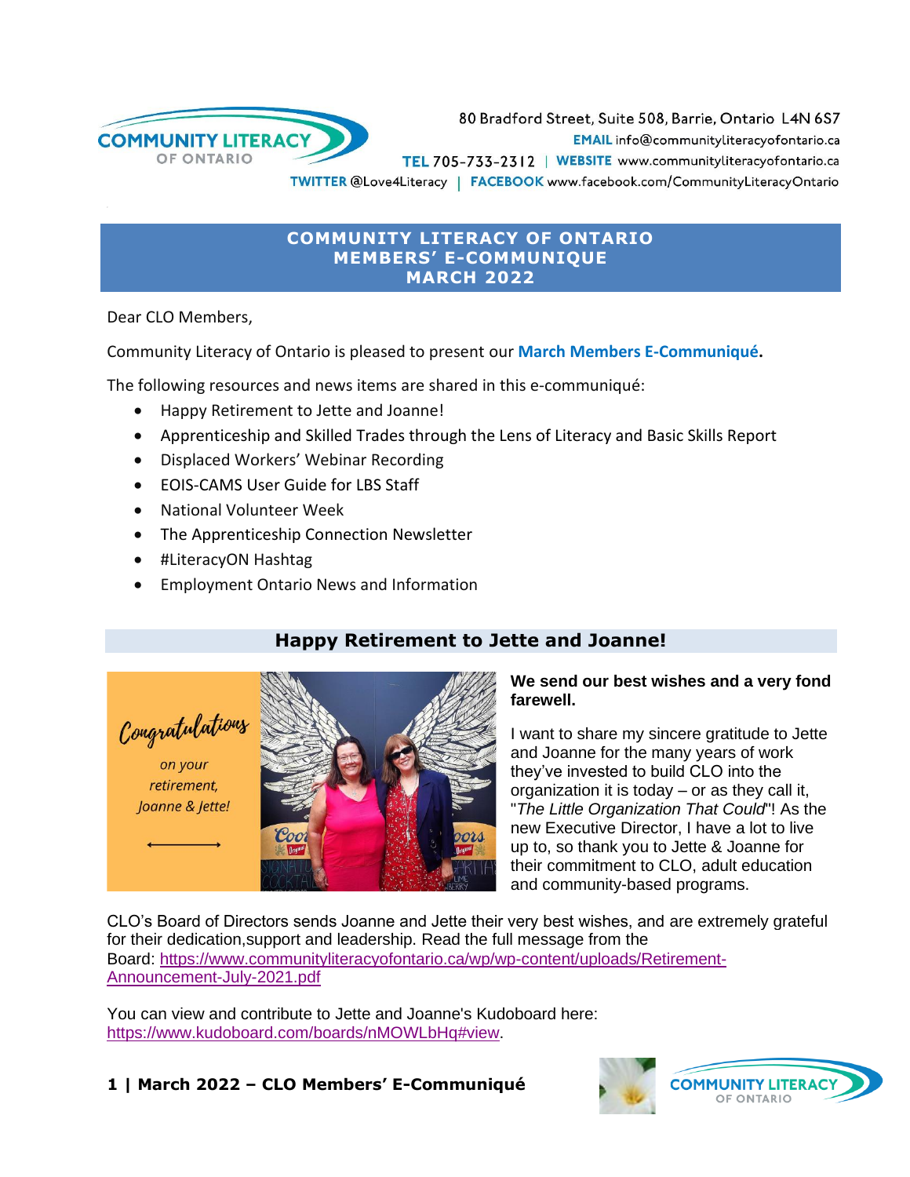80 Bradford Street, Suite 508, Barrie, Ontario L4N 6S7
**EMAIL** info@communityliteracyofontario.ca
**TEL** 705-733-2312 | **WEBSITE** www.communityliteracyofontario.ca
**TWITTER** @Love4Literacy | **FACEBOOK** www.facebook.com/CommunityLiteracyOntario

# COMMUNITY LITERACY OF ONTARIO MEMBERS' E-COMMUNIQUE MARCH 2022

Dear CLO Members,

Community Literacy of Ontario is pleased to present our **March Members E-Communiqué.**

The following resources and news items are shared in this e-communiqué:

- Happy Retirement to Jette and Joanne!
- Apprenticeship and Skilled Trades through the Lens of Literacy and Basic Skills Report
- Displaced Workers' Webinar Recording
- EOIS-CAMS User Guide for LBS Staff
- National Volunteer Week
- The Apprenticeship Connection Newsletter
- #LiteracyON Hashtag
- Employment Ontario News and Information

## Happy Retirement to Jette and Joanne!

*Congratulations on your retirement, Joanne & Jette!*

**We send our best wishes and a very fond farewell.**

I want to share my sincere gratitude to Jette and Joanne for the many years of work they've invested to build CLO into the organization it is today – or as they call it, "*The Little Organization That Could*"! As the new Executive Director, I have a lot to live up to, so thank you to Jette & Joanne for their commitment to CLO, adult education and community-based programs.

CLO's Board of Directors sends Joanne and Jette their very best wishes, and are extremely grateful for their dedication,support and leadership. Read the full message from the Board: https://www.communityliteracyofontario.ca/wp/wp-content/uploads/Retirement-Announcement-July-2021.pdf

You can view and contribute to Jette and Joanne's Kudoboard here: https://www.kudoboard.com/boards/nMOWLbHq#view.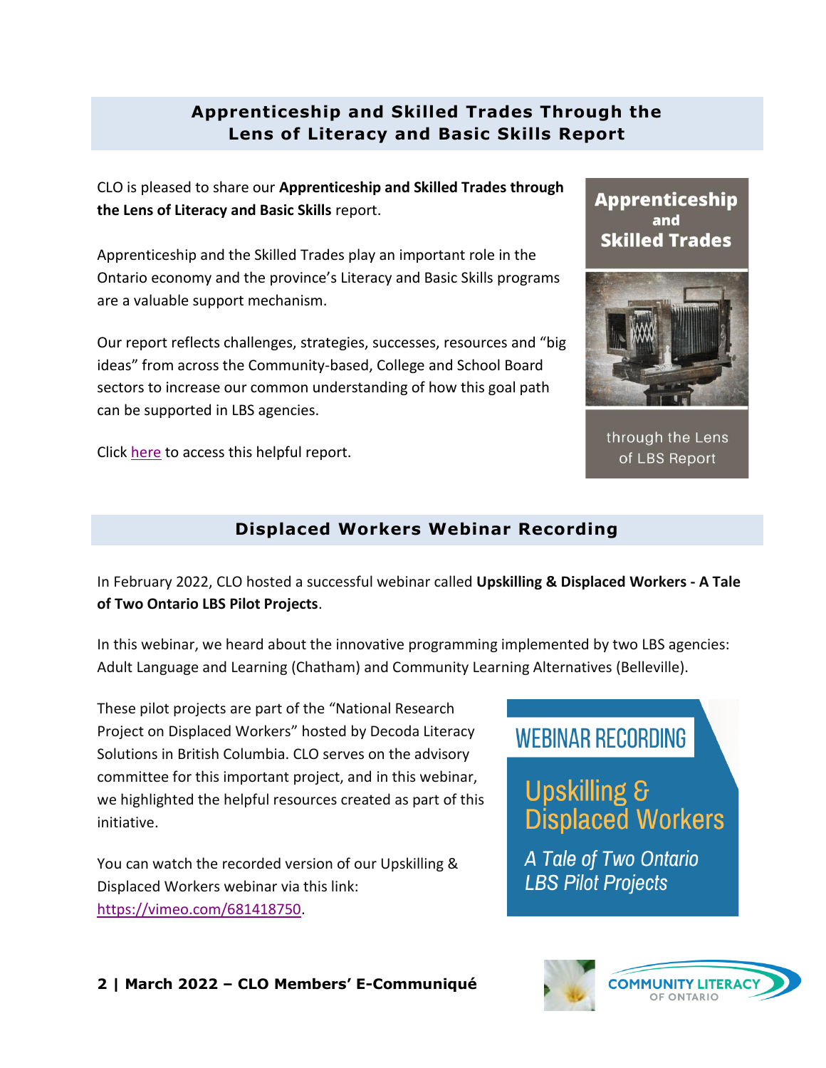## Apprenticeship and Skilled Trades Through the Lens of Literacy and Basic Skills Report

CLO is pleased to share our **Apprenticeship and Skilled Trades through the Lens of Literacy and Basic Skills** report.

Apprenticeship and the Skilled Trades play an important role in the Ontario economy and the province's Literacy and Basic Skills programs are a valuable support mechanism.

Our report reflects challenges, strategies, successes, resources and "big ideas" from across the Community-based, College and School Board sectors to increase our common understanding of how this goal path can be supported in LBS agencies.

Click here to access this helpful report.

Apprenticeship and Skilled Trades through the Lens of LBS Report

## Displaced Workers Webinar Recording

In February 2022, CLO hosted a successful webinar called **Upskilling & Displaced Workers - A Tale of Two Ontario LBS Pilot Projects**.

In this webinar, we heard about the innovative programming implemented by two LBS agencies: Adult Language and Learning (Chatham) and Community Learning Alternatives (Belleville).

These pilot projects are part of the "National Research Project on Displaced Workers" hosted by Decoda Literacy Solutions in British Columbia. CLO serves on the advisory committee for this important project, and in this webinar, we highlighted the helpful resources created as part of this initiative.

You can watch the recorded version of our Upskilling & Displaced Workers webinar via this link: https://vimeo.com/681418750.

WEBINAR RECORDING

Upskilling & Displaced Workers

*A Tale of Two Ontario LBS Pilot Projects*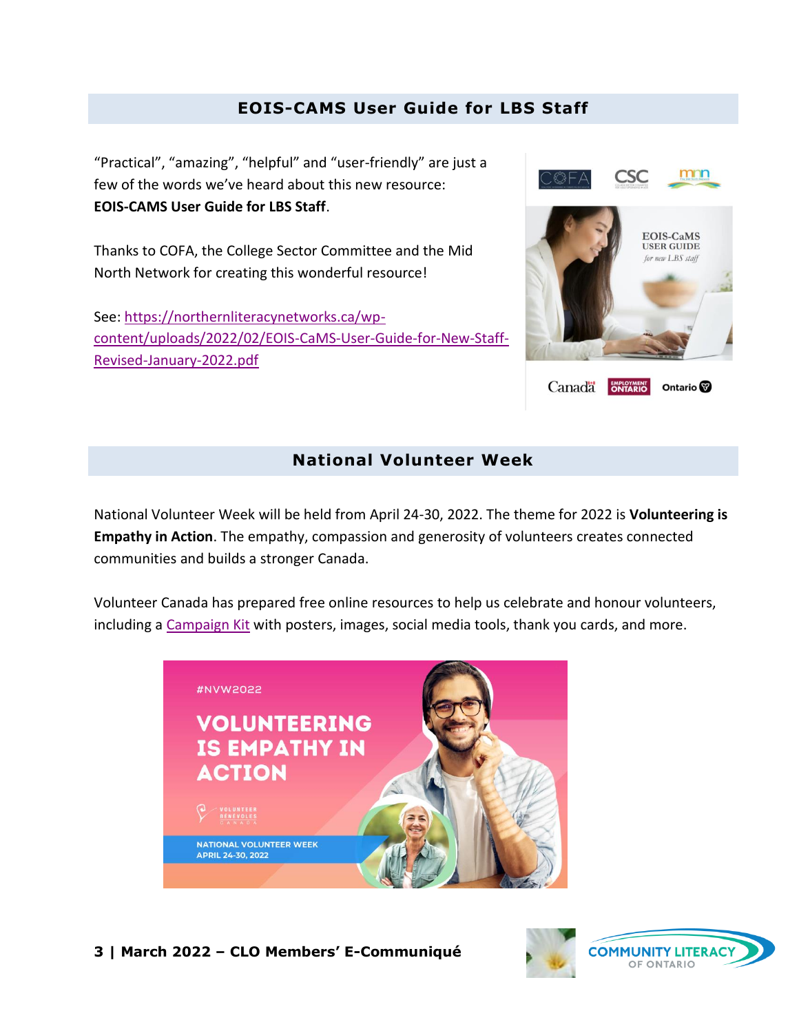## EOIS-CAMS User Guide for LBS Staff

"Practical", "amazing", "helpful" and "user-friendly" are just a few of the words we've heard about this new resource: **EOIS-CAMS User Guide for LBS Staff**.

Thanks to COFA, the College Sector Committee and the Mid North Network for creating this wonderful resource!

See: [https://northernliteracynetworks.ca/wp-content/uploads/2022/02/EOIS-CaMS-User-Guide-for-New-Staff-Revised-January-2022.pdf](https://northernliteracynetworks.ca/wp-content/uploads/2022/02/EOIS-CaMS-User-Guide-for-New-Staff-Revised-January-2022.pdf)

## National Volunteer Week

National Volunteer Week will be held from April 24-30, 2022. The theme for 2022 is **Volunteering is Empathy in Action**. The empathy, compassion and generosity of volunteers creates connected communities and builds a stronger Canada.

Volunteer Canada has prepared free online resources to help us celebrate and honour volunteers, including a Campaign Kit with posters, images, social media tools, thank you cards, and more.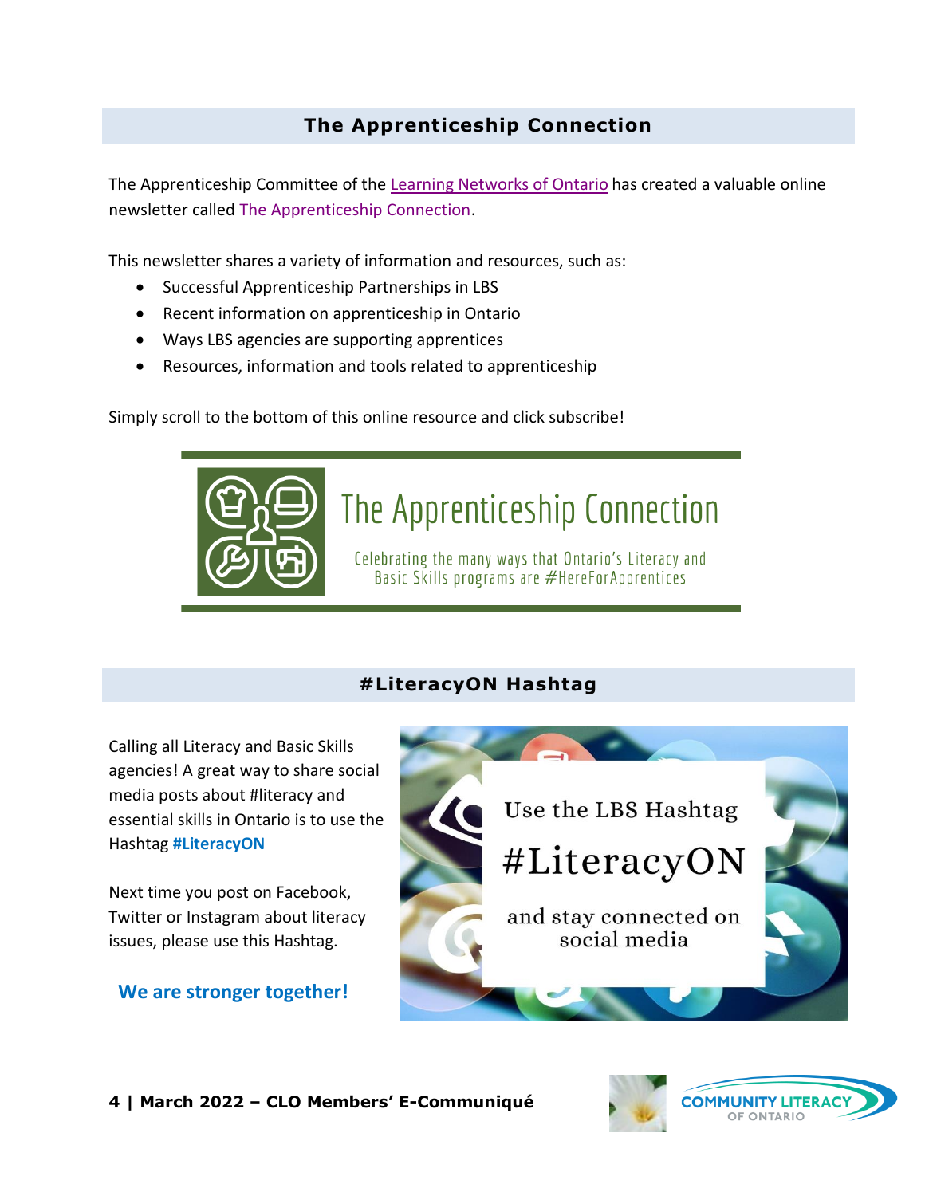## The Apprenticeship Connection

The Apprenticeship Committee of the Learning Networks of Ontario has created a valuable online newsletter called The Apprenticeship Connection.

This newsletter shares a variety of information and resources, such as:

- Successful Apprenticeship Partnerships in LBS
- Recent information on apprenticeship in Ontario
- Ways LBS agencies are supporting apprentices
- Resources, information and tools related to apprenticeship

Simply scroll to the bottom of this online resource and click subscribe!

The Apprenticeship Connection

Celebrating the many ways that Ontario's Literacy and Basic Skills programs are #HereForApprentices

## #LiteracyON Hashtag

Calling all Literacy and Basic Skills agencies! A great way to share social media posts about #literacy and essential skills in Ontario is to use the Hashtag **#LiteracyON**

Next time you post on Facebook, Twitter or Instagram about literacy issues, please use this Hashtag.

**We are stronger together!**

Use the LBS Hashtag

#LiteracyON

and stay connected on social media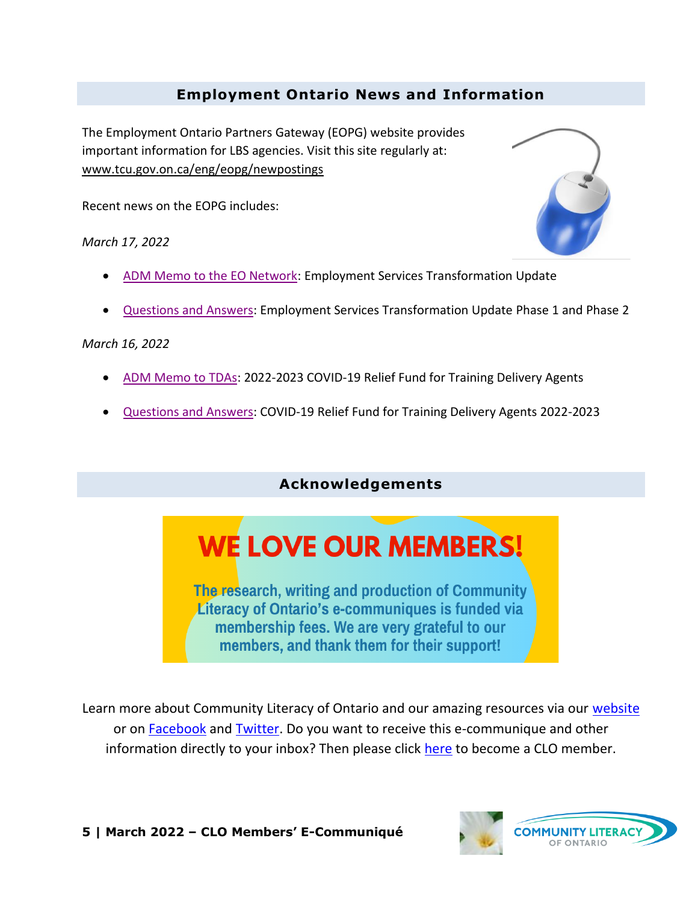## Employment Ontario News and Information

The Employment Ontario Partners Gateway (EOPG) website provides important information for LBS agencies. Visit this site regularly at: www.tcu.gov.on.ca/eng/eopg/newpostings

Recent news on the EOPG includes:

*March 17, 2022*

- ADM Memo to the EO Network: Employment Services Transformation Update
- Questions and Answers: Employment Services Transformation Update Phase 1 and Phase 2

*March 16, 2022*

- ADM Memo to TDAs: 2022-2023 COVID-19 Relief Fund for Training Delivery Agents
- Questions and Answers: COVID-19 Relief Fund for Training Delivery Agents 2022-2023

## Acknowledgements

**WE LOVE OUR MEMBERS!**

**The research, writing and production of Community Literacy of Ontario's e-communiques is funded via membership fees. We are very grateful to our members, and thank them for their support!**

Learn more about Community Literacy of Ontario and our amazing resources via our website or on Facebook and Twitter. Do you want to receive this e-communique and other information directly to your inbox? Then please click here to become a CLO member.